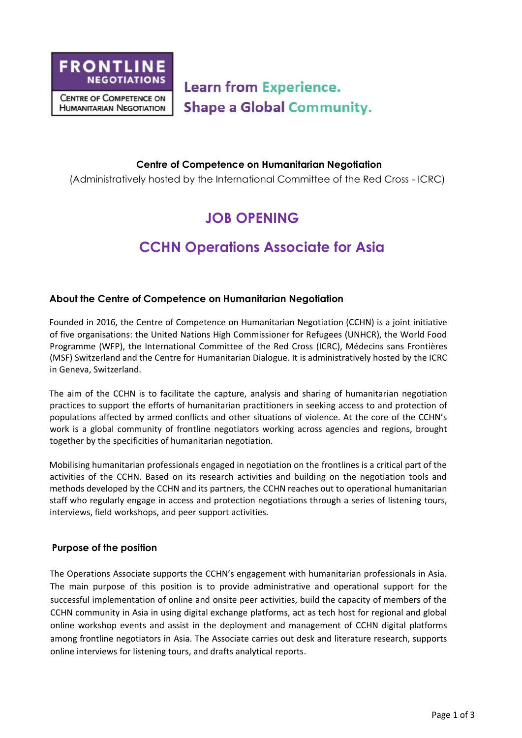FRONTLINE NEGOTIATIONS

Centre of Competence on Humanitarian Negotiation

Learn from Experience.
Shape a Global Community.

**Centre of Competence on Humanitarian Negotiation**

(Administratively hosted by the International Committee of the Red Cross - ICRC)

# JOB OPENING

# CCHN Operations Associate for Asia

## About the Centre of Competence on Humanitarian Negotiation

Founded in 2016, the Centre of Competence on Humanitarian Negotiation (CCHN) is a joint initiative of five organisations: the United Nations High Commissioner for Refugees (UNHCR), the World Food Programme (WFP), the International Committee of the Red Cross (ICRC), Médecins sans Frontières (MSF) Switzerland and the Centre for Humanitarian Dialogue. It is administratively hosted by the ICRC in Geneva, Switzerland.

The aim of the CCHN is to facilitate the capture, analysis and sharing of humanitarian negotiation practices to support the efforts of humanitarian practitioners in seeking access to and protection of populations affected by armed conflicts and other situations of violence. At the core of the CCHN's work is a global community of frontline negotiators working across agencies and regions, brought together by the specificities of humanitarian negotiation.

Mobilising humanitarian professionals engaged in negotiation on the frontlines is a critical part of the activities of the CCHN. Based on its research activities and building on the negotiation tools and methods developed by the CCHN and its partners, the CCHN reaches out to operational humanitarian staff who regularly engage in access and protection negotiations through a series of listening tours, interviews, field workshops, and peer support activities.

## Purpose of the position

The Operations Associate supports the CCHN's engagement with humanitarian professionals in Asia. The main purpose of this position is to provide administrative and operational support for the successful implementation of online and onsite peer activities, build the capacity of members of the CCHN community in Asia in using digital exchange platforms, act as tech host for regional and global online workshop events and assist in the deployment and management of CCHN digital platforms among frontline negotiators in Asia. The Associate carries out desk and literature research, supports online interviews for listening tours, and drafts analytical reports.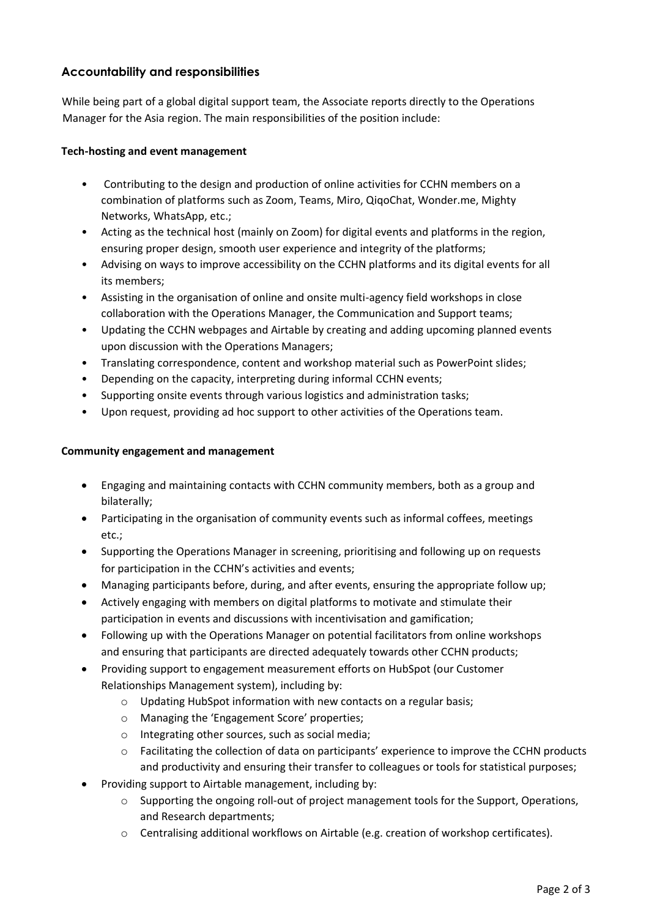## Accountability and responsibilities

While being part of a global digital support team, the Associate reports directly to the Operations Manager for the Asia region. The main responsibilities of the position include:

**Tech-hosting and event management**

- Contributing to the design and production of online activities for CCHN members on a combination of platforms such as Zoom, Teams, Miro, QiqoChat, Wonder.me, Mighty Networks, WhatsApp, etc.;
- Acting as the technical host (mainly on Zoom) for digital events and platforms in the region, ensuring proper design, smooth user experience and integrity of the platforms;
- Advising on ways to improve accessibility on the CCHN platforms and its digital events for all its members;
- Assisting in the organisation of online and onsite multi-agency field workshops in close collaboration with the Operations Manager, the Communication and Support teams;
- Updating the CCHN webpages and Airtable by creating and adding upcoming planned events upon discussion with the Operations Managers;
- Translating correspondence, content and workshop material such as PowerPoint slides;
- Depending on the capacity, interpreting during informal CCHN events;
- Supporting onsite events through various logistics and administration tasks;
- Upon request, providing ad hoc support to other activities of the Operations team.

**Community engagement and management**

- Engaging and maintaining contacts with CCHN community members, both as a group and bilaterally;
- Participating in the organisation of community events such as informal coffees, meetings etc.;
- Supporting the Operations Manager in screening, prioritising and following up on requests for participation in the CCHN's activities and events;
- Managing participants before, during, and after events, ensuring the appropriate follow up;
- Actively engaging with members on digital platforms to motivate and stimulate their participation in events and discussions with incentivisation and gamification;
- Following up with the Operations Manager on potential facilitators from online workshops and ensuring that participants are directed adequately towards other CCHN products;
- Providing support to engagement measurement efforts on HubSpot (our Customer Relationships Management system), including by:
  - Updating HubSpot information with new contacts on a regular basis;
  - Managing the 'Engagement Score' properties;
  - Integrating other sources, such as social media;
  - Facilitating the collection of data on participants' experience to improve the CCHN products and productivity and ensuring their transfer to colleagues or tools for statistical purposes;
- Providing support to Airtable management, including by:
  - Supporting the ongoing roll-out of project management tools for the Support, Operations, and Research departments;
  - Centralising additional workflows on Airtable (e.g. creation of workshop certificates).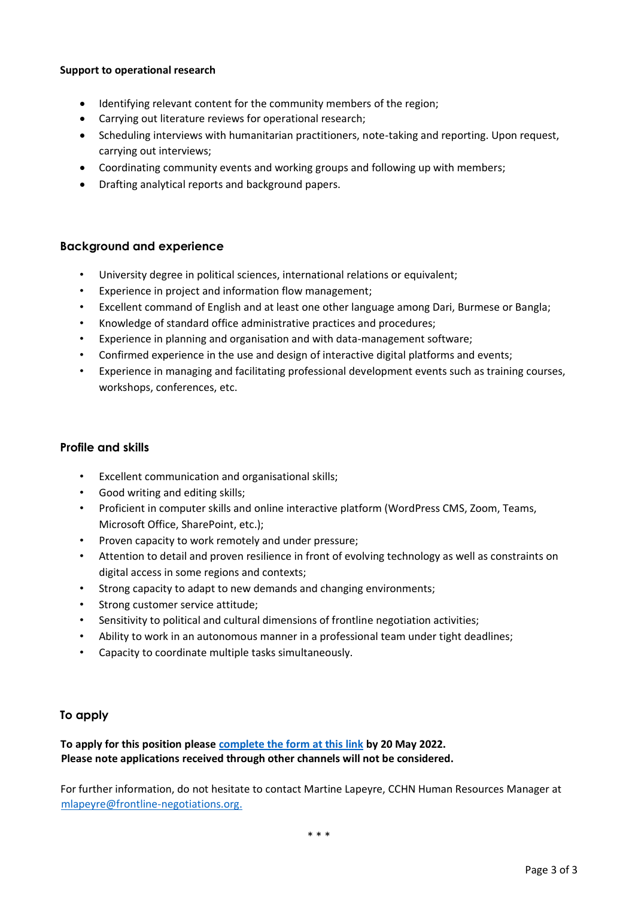**Support to operational research**

- Identifying relevant content for the community members of the region;
- Carrying out literature reviews for operational research;
- Scheduling interviews with humanitarian practitioners, note-taking and reporting. Upon request, carrying out interviews;
- Coordinating community events and working groups and following up with members;
- Drafting analytical reports and background papers.

## Background and experience

- University degree in political sciences, international relations or equivalent;
- Experience in project and information flow management;
- Excellent command of English and at least one other language among Dari, Burmese or Bangla;
- Knowledge of standard office administrative practices and procedures;
- Experience in planning and organisation and with data-management software;
- Confirmed experience in the use and design of interactive digital platforms and events;
- Experience in managing and facilitating professional development events such as training courses, workshops, conferences, etc.

## Profile and skills

- Excellent communication and organisational skills;
- Good writing and editing skills;
- Proficient in computer skills and online interactive platform (WordPress CMS, Zoom, Teams, Microsoft Office, SharePoint, etc.);
- Proven capacity to work remotely and under pressure;
- Attention to detail and proven resilience in front of evolving technology as well as constraints on digital access in some regions and contexts;
- Strong capacity to adapt to new demands and changing environments;
- Strong customer service attitude;
- Sensitivity to political and cultural dimensions of frontline negotiation activities;
- Ability to work in an autonomous manner in a professional team under tight deadlines;
- Capacity to coordinate multiple tasks simultaneously.

## To apply

**To apply for this position please complete the form at this link by 20 May 2022.**
**Please note applications received through other channels will not be considered.**

For further information, do not hesitate to contact Martine Lapeyre, CCHN Human Resources Manager at mlapeyre@frontline-negotiations.org.

\* \* \*